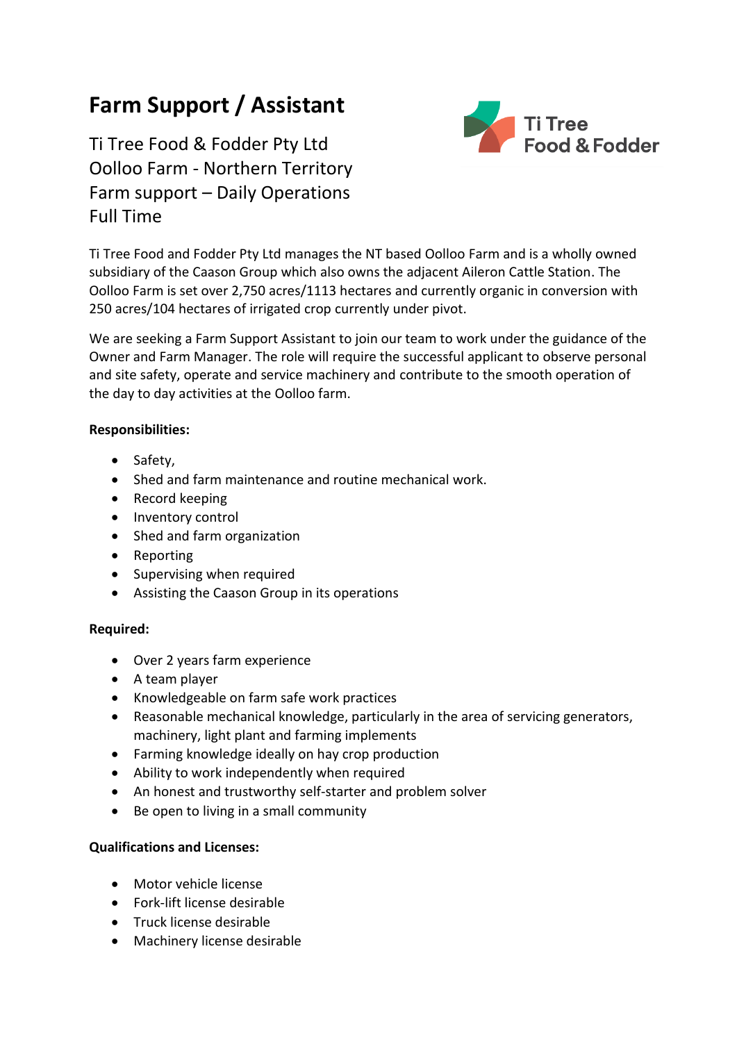# Farm Support / Assistant

Ti Tree Food & Fodder Pty Ltd
Oolloo Farm - Northern Territory
Farm support – Daily Operations
Full Time

Ti Tree Food & Fodder

Ti Tree Food and Fodder Pty Ltd manages the NT based Oolloo Farm and is a wholly owned subsidiary of the Caason Group which also owns the adjacent Aileron Cattle Station. The Oolloo Farm is set over 2,750 acres/1113 hectares and currently organic in conversion with 250 acres/104 hectares of irrigated crop currently under pivot.

We are seeking a Farm Support Assistant to join our team to work under the guidance of the Owner and Farm Manager. The role will require the successful applicant to observe personal and site safety, operate and service machinery and contribute to the smooth operation of the day to day activities at the Oolloo farm.

**Responsibilities:**

- Safety,
- Shed and farm maintenance and routine mechanical work.
- Record keeping
- Inventory control
- Shed and farm organization
- Reporting
- Supervising when required
- Assisting the Caason Group in its operations

**Required:**

- Over 2 years farm experience
- A team player
- Knowledgeable on farm safe work practices
- Reasonable mechanical knowledge, particularly in the area of servicing generators, machinery, light plant and farming implements
- Farming knowledge ideally on hay crop production
- Ability to work independently when required
- An honest and trustworthy self-starter and problem solver
- Be open to living in a small community

**Qualifications and Licenses:**

- Motor vehicle license
- Fork-lift license desirable
- Truck license desirable
- Machinery license desirable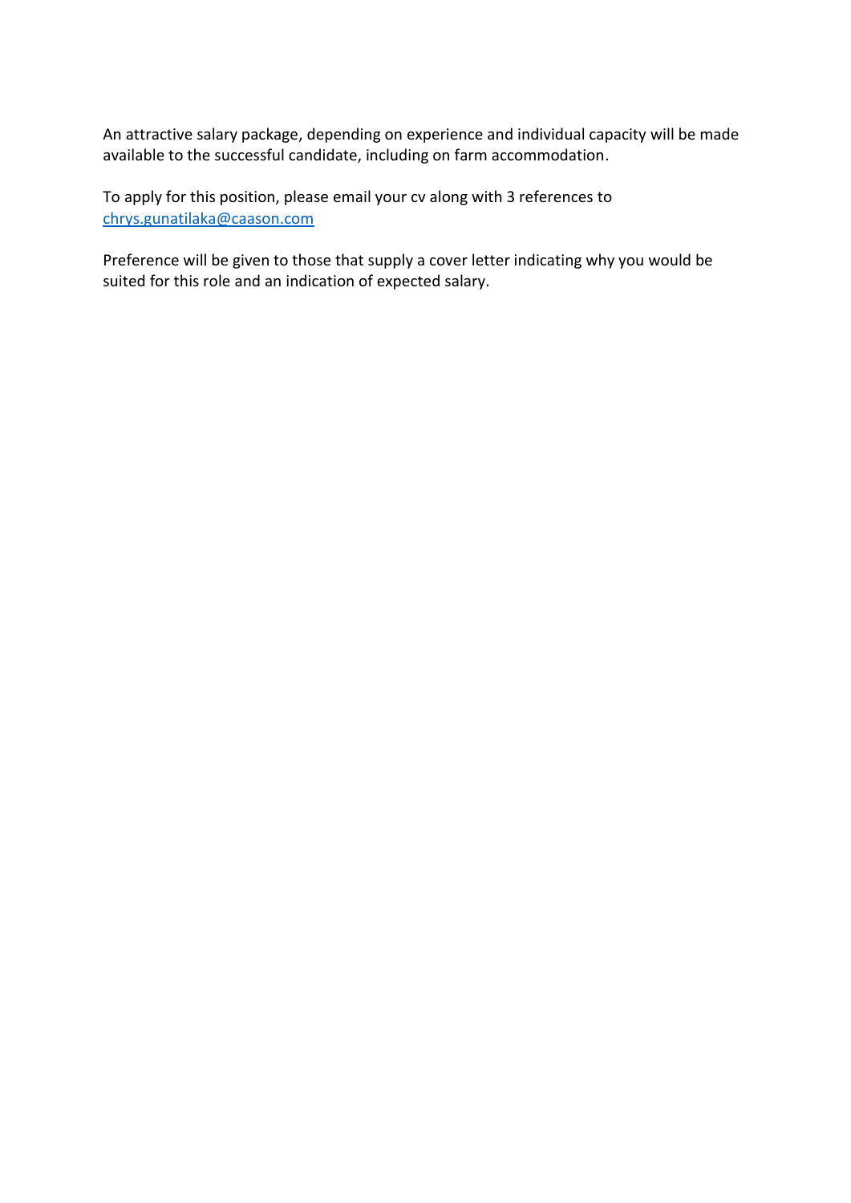An attractive salary package, depending on experience and individual capacity will be made available to the successful candidate, including on farm accommodation.

To apply for this position, please email your cv along with 3 references to chrys.gunatilaka@caason.com

Preference will be given to those that supply a cover letter indicating why you would be suited for this role and an indication of expected salary.